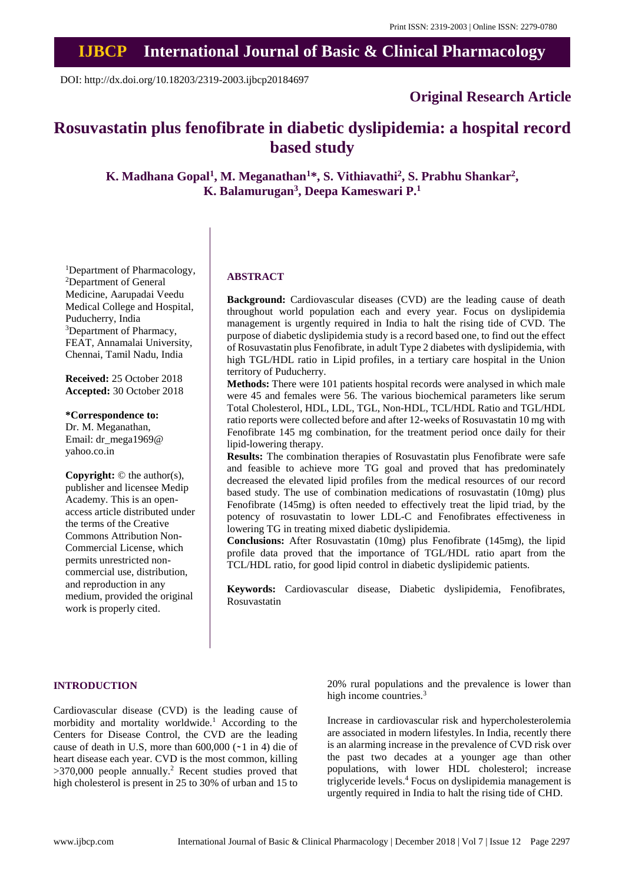Print ISSN: 2319-2003 | Online ISSN: 2279-0780

# IJBCP International Journal of Basic & Clinical Pharmacology

DOI: http://dx.doi.org/10.18203/2319-2003.ijbcp20184697

**Original Research Article**

# Rosuvastatin plus fenofibrate in diabetic dyslipidemia: a hospital record based study

**K. Madhana Gopal[1], M. Meganathan[1]*, S. Vithiavathi[2], S. Prabhu Shankar[2], K. Balamurugan[3], Deepa Kameswari P.[1]**

[1]Department of Pharmacology, [2]Department of General Medicine, Aarupadai Veedu Medical College and Hospital, Puducherry, India
[3]Department of Pharmacy, FEAT, Annamalai University, Chennai, Tamil Nadu, India

**Received:** 25 October 2018
**Accepted:** 30 October 2018

***Correspondence to:**
Dr. M. Meganathan,
Email: dr_mega1969@yahoo.co.in

**Copyright:** © the author(s), publisher and licensee Medip Academy. This is an open-access article distributed under the terms of the Creative Commons Attribution Non-Commercial License, which permits unrestricted non-commercial use, distribution, and reproduction in any medium, provided the original work is properly cited.

## ABSTRACT

**Background:** Cardiovascular diseases (CVD) are the leading cause of death throughout world population each and every year. Focus on dyslipidemia management is urgently required in India to halt the rising tide of CVD. The purpose of diabetic dyslipidemia study is a record based one, to find out the effect of Rosuvastatin plus Fenofibrate, in adult Type 2 diabetes with dyslipidemia, with high TGL/HDL ratio in Lipid profiles, in a tertiary care hospital in the Union territory of Puducherry.

**Methods:** There were 101 patients hospital records were analysed in which male were 45 and females were 56. The various biochemical parameters like serum Total Cholesterol, HDL, LDL, TGL, Non-HDL, TCL/HDL Ratio and TGL/HDL ratio reports were collected before and after 12-weeks of Rosuvastatin 10 mg with Fenofibrate 145 mg combination, for the treatment period once daily for their lipid-lowering therapy.

**Results:** The combination therapies of Rosuvastatin plus Fenofibrate were safe and feasible to achieve more TG goal and proved that has predominately decreased the elevated lipid profiles from the medical resources of our record based study. The use of combination medications of rosuvastatin (10mg) plus Fenofibrate (145mg) is often needed to effectively treat the lipid triad, by the potency of rosuvastatin to lower LDL-C and Fenofibrates effectiveness in lowering TG in treating mixed diabetic dyslipidemia.

**Conclusions:** After Rosuvastatin (10mg) plus Fenofibrate (145mg), the lipid profile data proved that the importance of TGL/HDL ratio apart from the TCL/HDL ratio, for good lipid control in diabetic dyslipidemic patients.

**Keywords:** Cardiovascular disease, Diabetic dyslipidemia, Fenofibrates, Rosuvastatin

## INTRODUCTION

Cardiovascular disease (CVD) is the leading cause of morbidity and mortality worldwide.[1] According to the Centers for Disease Control, the CVD are the leading cause of death in U.S, more than 600,000 (~1 in 4) die of heart disease each year. CVD is the most common, killing >370,000 people annually.[2] Recent studies proved that high cholesterol is present in 25 to 30% of urban and 15 to 20% rural populations and the prevalence is lower than high income countries.[3]

Increase in cardiovascular risk and hypercholesterolemia are associated in modern lifestyles. In India, recently there is an alarming increase in the prevalence of CVD risk over the past two decades at a younger age than other populations, with lower HDL cholesterol; increase triglyceride levels.[4] Focus on dyslipidemia management is urgently required in India to halt the rising tide of CHD.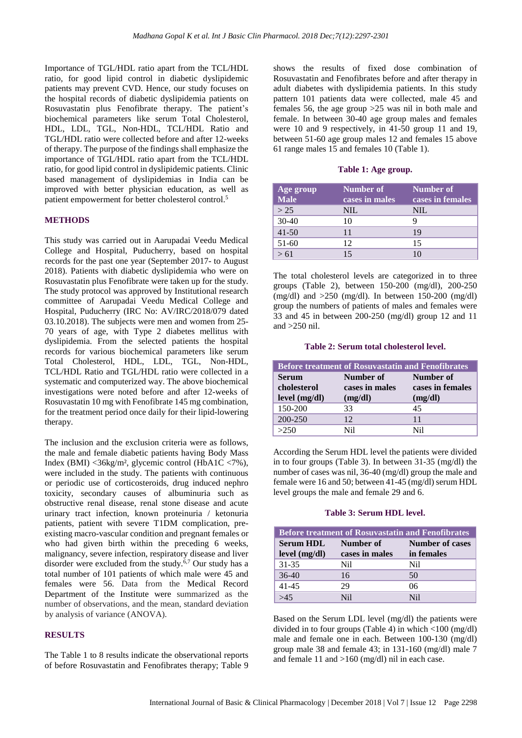Importance of TGL/HDL ratio apart from the TCL/HDL ratio, for good lipid control in diabetic dyslipidemic patients may prevent CVD. Hence, our study focuses on the hospital records of diabetic dyslipidemia patients on Rosuvastatin plus Fenofibrate therapy. The patient's biochemical parameters like serum Total Cholesterol, HDL, LDL, TGL, Non-HDL, TCL/HDL Ratio and TGL/HDL ratio were collected before and after 12-weeks of therapy. The purpose of the findings shall emphasize the importance of TGL/HDL ratio apart from the TCL/HDL ratio, for good lipid control in dyslipidemic patients. Clinic based management of dyslipidemias in India can be improved with better physician education, as well as patient empowerment for better cholesterol control.[5]

## METHODS

This study was carried out in Aarupadai Veedu Medical College and Hospital, Puducherry, based on hospital records for the past one year (September 2017- to August 2018). Patients with diabetic dyslipidemia who were on Rosuvastatin plus Fenofibrate were taken up for the study. The study protocol was approved by Institutional research committee of Aarupadai Veedu Medical College and Hospital, Puducherry (IRC No: AV/IRC/2018/079 dated 03.10.2018). The subjects were men and women from 25-70 years of age, with Type 2 diabetes mellitus with dyslipidemia. From the selected patients the hospital records for various biochemical parameters like serum Total Cholesterol, HDL, LDL, TGL, Non-HDL, TCL/HDL Ratio and TGL/HDL ratio were collected in a systematic and computerized way. The above biochemical investigations were noted before and after 12-weeks of Rosuvastatin 10 mg with Fenofibrate 145 mg combination, for the treatment period once daily for their lipid-lowering therapy.

The inclusion and the exclusion criteria were as follows, the male and female diabetic patients having Body Mass Index (BMI) <36kg/m², glycemic control (HbA1C <7%), were included in the study. The patients with continuous or periodic use of corticosteroids, drug induced nephro toxicity, secondary causes of albuminuria such as obstructive renal disease, renal stone disease and acute urinary tract infection, known proteinuria / ketonuria patients, patient with severe T1DM complication, pre-existing macro-vascular condition and pregnant females or who had given birth within the preceding 6 weeks, malignancy, severe infection, respiratory disease and liver disorder were excluded from the study.[6,7] Our study has a total number of 101 patients of which male were 45 and females were 56. Data from the Medical Record Department of the Institute were summarized as the number of observations, and the mean, standard deviation by analysis of variance (ANOVA).

## RESULTS

The Table 1 to 8 results indicate the observational reports of before Rosuvastatin and Fenofibrates therapy; Table 9 shows the results of fixed dose combination of Rosuvastatin and Fenofibrates before and after therapy in adult diabetes with dyslipidemia patients. In this study pattern 101 patients data were collected, male 45 and females 56, the age group >25 was nil in both male and female. In between 30-40 age group males and females were 10 and 9 respectively, in 41-50 group 11 and 19, between 51-60 age group males 12 and females 15 above 61 range males 15 and females 10 (Table 1).

**Table 1: Age group.**

| Age group Male | Number of cases in males | Number of cases in females |
|---|---|---|
| > 25 | NIL | NIL |
| 30-40 | 10 | 9 |
| 41-50 | 11 | 19 |
| 51-60 | 12 | 15 |
| > 61 | 15 | 10 |

The total cholesterol levels are categorized in to three groups (Table 2), between 150-200 (mg/dl), 200-250 (mg/dl) and >250 (mg/dl). In between 150-200 (mg/dl) group the numbers of patients of males and females were 33 and 45 in between 200-250 group 12 and 11 and >250 nil.

**Table 2: Serum total cholesterol level.**

| Before treatment of Rosuvastatin and Fenofibrates | | |
|---|---|---|
| Serum cholesterol level (mg/dl) | Number of cases in males (mg/dl) | Number of cases in females (mg/dl) |
| 150-200 | 33 | 45 |
| 200-250 | 12 | 11 |
| >250 | Nil | Nil |

According the Serum HDL level the patients were divided in to four groups (Table 3). In between 31-35 (mg/dl) the number of cases was nil, 36-40 (mg/dl) group the male and female were 16 and 50; between 41-45 (mg/dl) serum HDL level groups the male and female 29 and 6.

**Table 3: Serum HDL level.**

| Before treatment of Rosuvastatin and Fenofibrates | | |
|---|---|---|
| Serum HDL level (mg/dl) | Number of cases in males | Number of cases in females |
| 31-35 | Nil | Nil |
| 36-40 | 16 | 50 |
| 41-45 | 29 | 06 |
| >45 | Nil | Nil |

Based on the Serum LDL level (mg/dl) the patients were divided in to four groups (Table 4) in which <100 (mg/dl) male and female one in each. Between 100-130 (mg/dl) group male 38 and female 43; in 131-160 (mg/dl) male 7 and female 11 and >160 (mg/dl) nil in each case.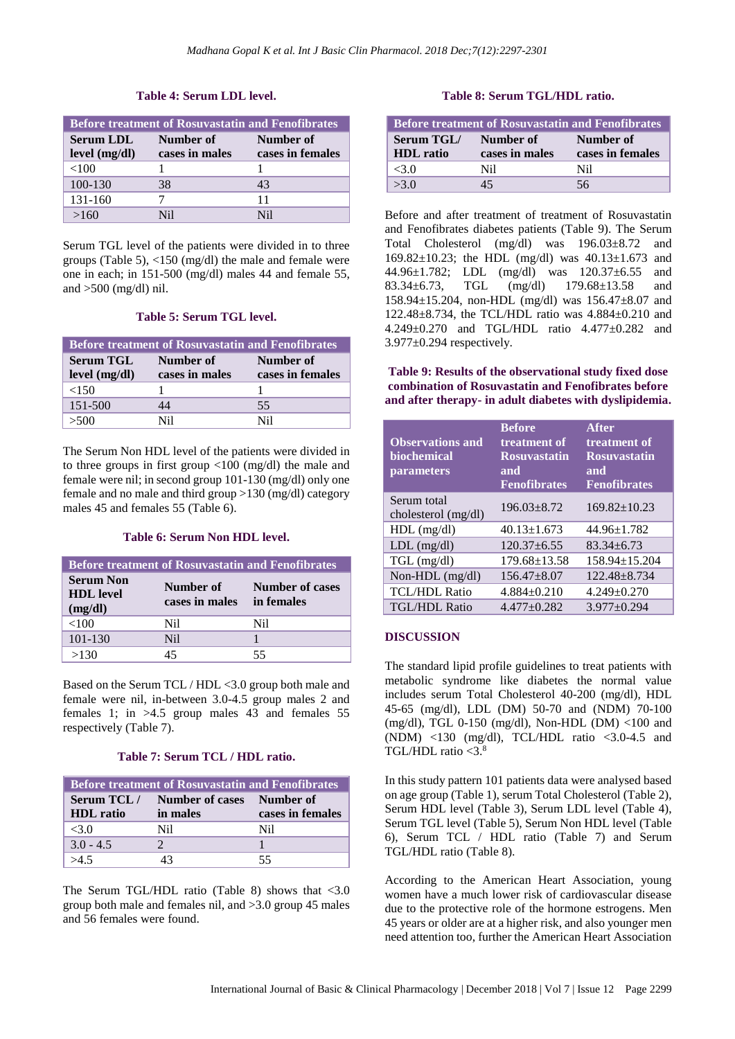**Table 4: Serum LDL level.**

| Before treatment of Rosuvastatin and Fenofibrates | | |
|---|---|---|
| **Serum LDL level (mg/dl)** | **Number of cases in males** | **Number of cases in females** |
| <100 | 1 | 1 |
| 100-130 | 38 | 43 |
| 131-160 | 7 | 11 |
| >160 | Nil | Nil |

Serum TGL level of the patients were divided in to three groups (Table 5), <150 (mg/dl) the male and female were one in each; in 151-500 (mg/dl) males 44 and female 55, and >500 (mg/dl) nil.

**Table 5: Serum TGL level.**

| Before treatment of Rosuvastatin and Fenofibrates | | |
|---|---|---|
| **Serum TGL level (mg/dl)** | **Number of cases in males** | **Number of cases in females** |
| <150 | 1 | 1 |
| 151-500 | 44 | 55 |
| >500 | Nil | Nil |

The Serum Non HDL level of the patients were divided in to three groups in first group <100 (mg/dl) the male and female were nil; in second group 101-130 (mg/dl) only one female and no male and third group >130 (mg/dl) category males 45 and females 55 (Table 6).

**Table 6: Serum Non HDL level.**

| Before treatment of Rosuvastatin and Fenofibrates | | |
|---|---|---|
| **Serum Non HDL level (mg/dl)** | **Number of cases in males** | **Number of cases in females** |
| <100 | Nil | Nil |
| 101-130 | Nil | 1 |
| >130 | 45 | 55 |

Based on the Serum TCL / HDL <3.0 group both male and female were nil, in-between 3.0-4.5 group males 2 and females 1; in >4.5 group males 43 and females 55 respectively (Table 7).

**Table 7: Serum TCL / HDL ratio.**

| Before treatment of Rosuvastatin and Fenofibrates | | |
|---|---|---|
| **Serum TCL / HDL ratio** | **Number of cases in males** | **Number of cases in females** |
| <3.0 | Nil | Nil |
| 3.0 - 4.5 | 2 | 1 |
| >4.5 | 43 | 55 |

The Serum TGL/HDL ratio (Table 8) shows that <3.0 group both male and females nil, and >3.0 group 45 males and 56 females were found.

**Table 8: Serum TGL/HDL ratio.**

| Before treatment of Rosuvastatin and Fenofibrates | | |
|---|---|---|
| **Serum TGL/ HDL ratio** | **Number of cases in males** | **Number of cases in females** |
| <3.0 | Nil | Nil |
| >3.0 | 45 | 56 |

Before and after treatment of treatment of Rosuvastatin and Fenofibrates diabetes patients (Table 9). The Serum Total Cholesterol (mg/dl) was 196.03±8.72 and 169.82±10.23; the HDL (mg/dl) was 40.13±1.673 and 44.96±1.782; LDL (mg/dl) was 120.37±6.55 and 83.34±6.73, TGL (mg/dl) 179.68±13.58 and 158.94±15.204, non-HDL (mg/dl) was 156.47±8.07 and 122.48±8.734, the TCL/HDL ratio was 4.884±0.210 and 4.249±0.270 and TGL/HDL ratio 4.477±0.282 and 3.977±0.294 respectively.

**Table 9: Results of the observational study fixed dose combination of Rosuvastatin and Fenofibrates before and after therapy- in adult diabetes with dyslipidemia.**

| Observations and biochemical parameters | Before treatment of Rosuvastatin and Fenofibrates | After treatment of Rosuvastatin and Fenofibrates |
|---|---|---|
| Serum total cholesterol (mg/dl) | 196.03±8.72 | 169.82±10.23 |
| HDL (mg/dl) | 40.13±1.673 | 44.96±1.782 |
| LDL (mg/dl) | 120.37±6.55 | 83.34±6.73 |
| TGL (mg/dl) | 179.68±13.58 | 158.94±15.204 |
| Non-HDL (mg/dl) | 156.47±8.07 | 122.48±8.734 |
| TCL/HDL Ratio | 4.884±0.210 | 4.249±0.270 |
| TGL/HDL Ratio | 4.477±0.282 | 3.977±0.294 |

## DISCUSSION

The standard lipid profile guidelines to treat patients with metabolic syndrome like diabetes the normal value includes serum Total Cholesterol 40-200 (mg/dl), HDL 45-65 (mg/dl), LDL (DM) 50-70 and (NDM) 70-100 (mg/dl), TGL 0-150 (mg/dl), Non-HDL (DM) <100 and (NDM) <130 (mg/dl), TCL/HDL ratio <3.0-4.5 and TGL/HDL ratio <3.[8]

In this study pattern 101 patients data were analysed based on age group (Table 1), serum Total Cholesterol (Table 2), Serum HDL level (Table 3), Serum LDL level (Table 4), Serum TGL level (Table 5), Serum Non HDL level (Table 6), Serum TCL / HDL ratio (Table 7) and Serum TGL/HDL ratio (Table 8).

According to the American Heart Association, young women have a much lower risk of cardiovascular disease due to the protective role of the hormone estrogens. Men 45 years or older are at a higher risk, and also younger men need attention too, further the American Heart Association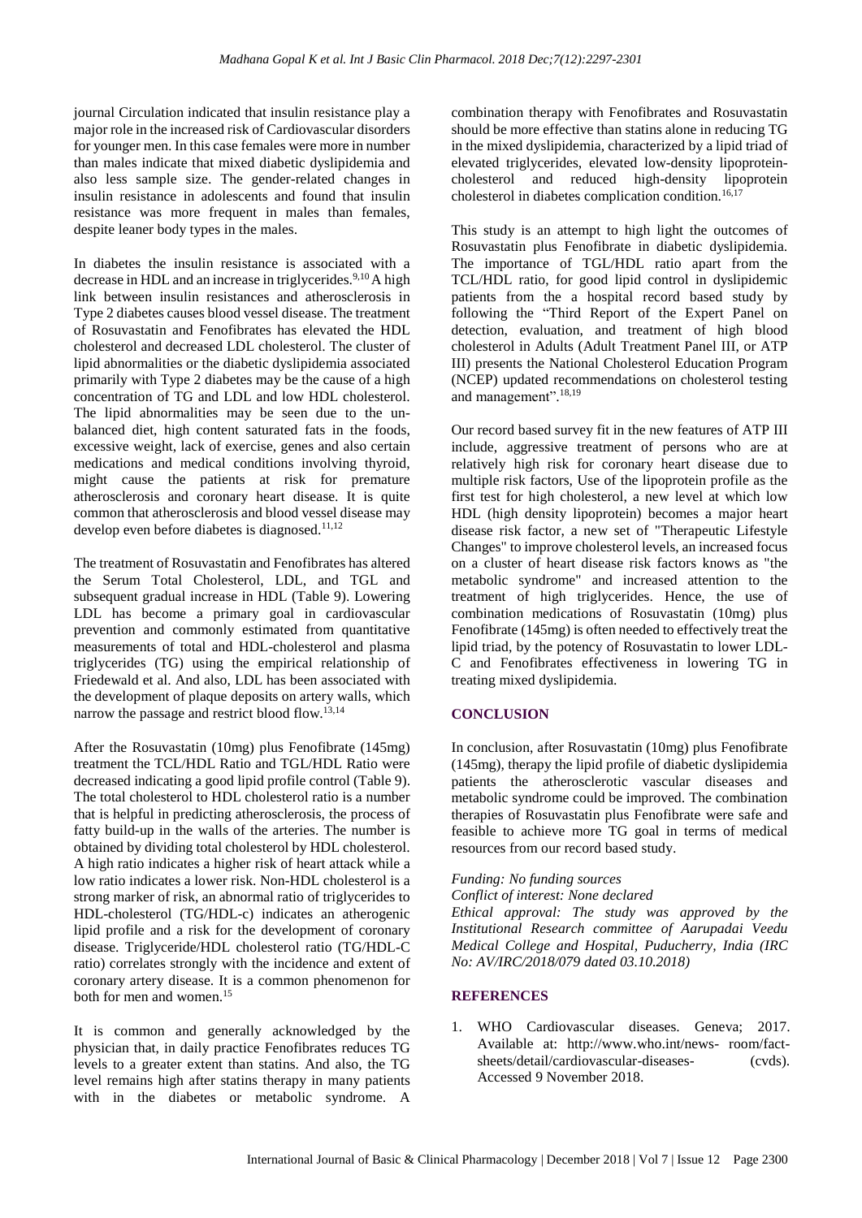journal Circulation indicated that insulin resistance play a major role in the increased risk of Cardiovascular disorders for younger men. In this case females were more in number than males indicate that mixed diabetic dyslipidemia and also less sample size. The gender-related changes in insulin resistance in adolescents and found that insulin resistance was more frequent in males than females, despite leaner body types in the males.

In diabetes the insulin resistance is associated with a decrease in HDL and an increase in triglycerides.[9,10] A high link between insulin resistances and atherosclerosis in Type 2 diabetes causes blood vessel disease. The treatment of Rosuvastatin and Fenofibrates has elevated the HDL cholesterol and decreased LDL cholesterol. The cluster of lipid abnormalities or the diabetic dyslipidemia associated primarily with Type 2 diabetes may be the cause of a high concentration of TG and LDL and low HDL cholesterol. The lipid abnormalities may be seen due to the un-balanced diet, high content saturated fats in the foods, excessive weight, lack of exercise, genes and also certain medications and medical conditions involving thyroid, might cause the patients at risk for premature atherosclerosis and coronary heart disease. It is quite common that atherosclerosis and blood vessel disease may develop even before diabetes is diagnosed.[11,12]

The treatment of Rosuvastatin and Fenofibrates has altered the Serum Total Cholesterol, LDL, and TGL and subsequent gradual increase in HDL (Table 9). Lowering LDL has become a primary goal in cardiovascular prevention and commonly estimated from quantitative measurements of total and HDL-cholesterol and plasma triglycerides (TG) using the empirical relationship of Friedewald et al. And also, LDL has been associated with the development of plaque deposits on artery walls, which narrow the passage and restrict blood flow.[13,14]

After the Rosuvastatin (10mg) plus Fenofibrate (145mg) treatment the TCL/HDL Ratio and TGL/HDL Ratio were decreased indicating a good lipid profile control (Table 9). The total cholesterol to HDL cholesterol ratio is a number that is helpful in predicting atherosclerosis, the process of fatty build-up in the walls of the arteries. The number is obtained by dividing total cholesterol by HDL cholesterol. A high ratio indicates a higher risk of heart attack while a low ratio indicates a lower risk. Non-HDL cholesterol is a strong marker of risk, an abnormal ratio of triglycerides to HDL-cholesterol (TG/HDL-c) indicates an atherogenic lipid profile and a risk for the development of coronary disease. Triglyceride/HDL cholesterol ratio (TG/HDL-C ratio) correlates strongly with the incidence and extent of coronary artery disease. It is a common phenomenon for both for men and women.[15]

It is common and generally acknowledged by the physician that, in daily practice Fenofibrates reduces TG levels to a greater extent than statins. And also, the TG level remains high after statins therapy in many patients with in the diabetes or metabolic syndrome. A combination therapy with Fenofibrates and Rosuvastatin should be more effective than statins alone in reducing TG in the mixed dyslipidemia, characterized by a lipid triad of elevated triglycerides, elevated low-density lipoprotein-cholesterol and reduced high-density lipoprotein cholesterol in diabetes complication condition.[16,17]

This study is an attempt to high light the outcomes of Rosuvastatin plus Fenofibrate in diabetic dyslipidemia. The importance of TGL/HDL ratio apart from the TCL/HDL ratio, for good lipid control in dyslipidemic patients from the a hospital record based study by following the "Third Report of the Expert Panel on detection, evaluation, and treatment of high blood cholesterol in Adults (Adult Treatment Panel III, or ATP III) presents the National Cholesterol Education Program (NCEP) updated recommendations on cholesterol testing and management".[18,19]

Our record based survey fit in the new features of ATP III include, aggressive treatment of persons who are at relatively high risk for coronary heart disease due to multiple risk factors, Use of the lipoprotein profile as the first test for high cholesterol, a new level at which low HDL (high density lipoprotein) becomes a major heart disease risk factor, a new set of "Therapeutic Lifestyle Changes" to improve cholesterol levels, an increased focus on a cluster of heart disease risk factors knows as "the metabolic syndrome" and increased attention to the treatment of high triglycerides. Hence, the use of combination medications of Rosuvastatin (10mg) plus Fenofibrate (145mg) is often needed to effectively treat the lipid triad, by the potency of Rosuvastatin to lower LDL-C and Fenofibrates effectiveness in lowering TG in treating mixed dyslipidemia.

## CONCLUSION

In conclusion, after Rosuvastatin (10mg) plus Fenofibrate (145mg), therapy the lipid profile of diabetic dyslipidemia patients the atherosclerotic vascular diseases and metabolic syndrome could be improved. The combination therapies of Rosuvastatin plus Fenofibrate were safe and feasible to achieve more TG goal in terms of medical resources from our record based study.

*Funding: No funding sources*
*Conflict of interest: None declared*
*Ethical approval: The study was approved by the Institutional Research committee of Aarupadai Veedu Medical College and Hospital, Puducherry, India (IRC No: AV/IRC/2018/079 dated 03.10.2018)*

## REFERENCES

1. WHO Cardiovascular diseases. Geneva; 2017. Available at: http://www.who.int/news- room/fact-sheets/detail/cardiovascular-diseases- (cvds). Accessed 9 November 2018.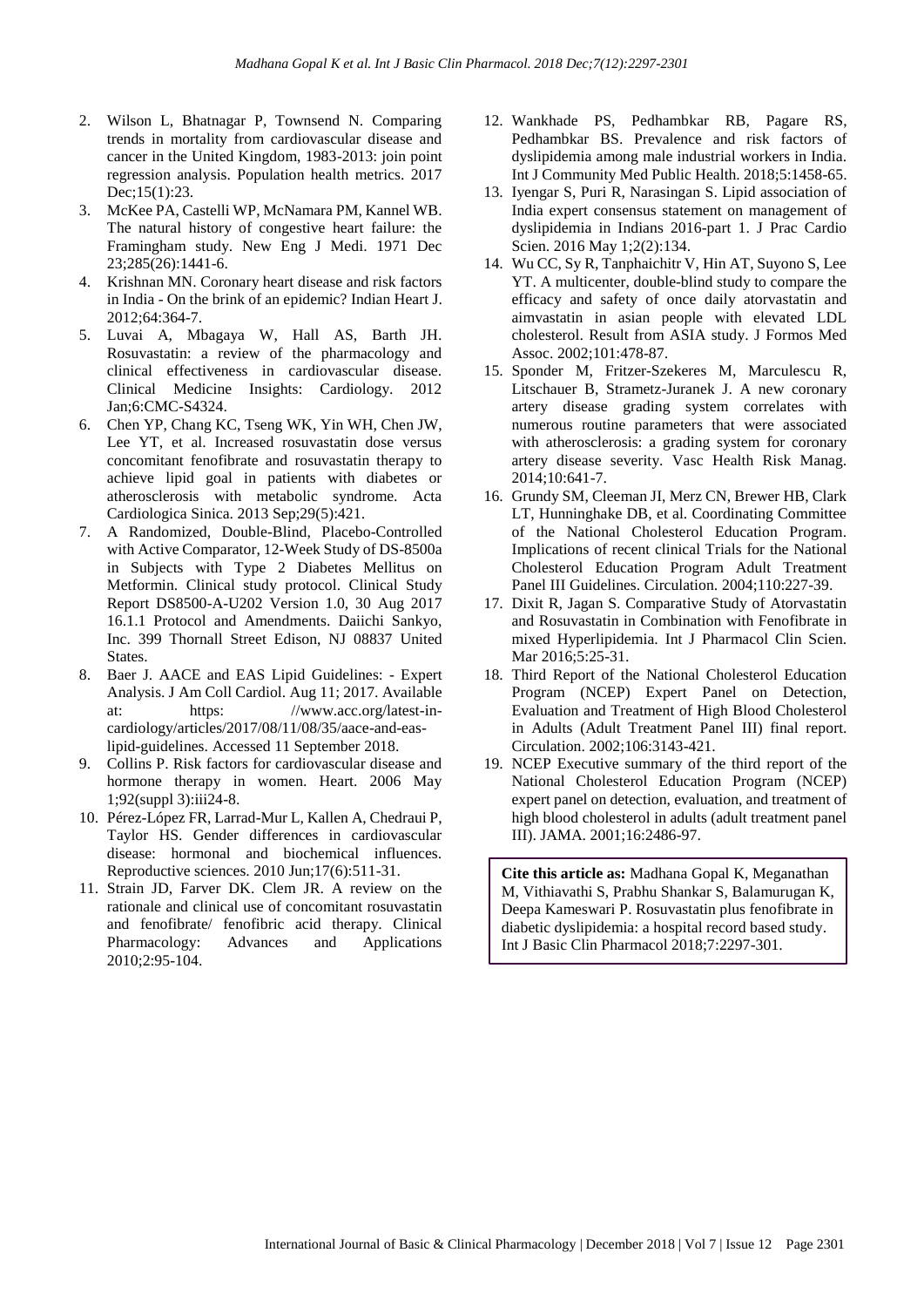2. Wilson L, Bhatnagar P, Townsend N. Comparing trends in mortality from cardiovascular disease and cancer in the United Kingdom, 1983-2013: join point regression analysis. Population health metrics. 2017 Dec;15(1):23.
3. McKee PA, Castelli WP, McNamara PM, Kannel WB. The natural history of congestive heart failure: the Framingham study. New Eng J Medi. 1971 Dec 23;285(26):1441-6.
4. Krishnan MN. Coronary heart disease and risk factors in India - On the brink of an epidemic? Indian Heart J. 2012;64:364-7.
5. Luvai A, Mbagaya W, Hall AS, Barth JH. Rosuvastatin: a review of the pharmacology and clinical effectiveness in cardiovascular disease. Clinical Medicine Insights: Cardiology. 2012 Jan;6:CMC-S4324.
6. Chen YP, Chang KC, Tseng WK, Yin WH, Chen JW, Lee YT, et al. Increased rosuvastatin dose versus concomitant fenofibrate and rosuvastatin therapy to achieve lipid goal in patients with diabetes or atherosclerosis with metabolic syndrome. Acta Cardiologica Sinica. 2013 Sep;29(5):421.
7. A Randomized, Double-Blind, Placebo-Controlled with Active Comparator, 12-Week Study of DS-8500a in Subjects with Type 2 Diabetes Mellitus on Metformin. Clinical study protocol. Clinical Study Report DS8500-A-U202 Version 1.0, 30 Aug 2017 16.1.1 Protocol and Amendments. Daiichi Sankyo, Inc. 399 Thornall Street Edison, NJ 08837 United States.
8. Baer J. AACE and EAS Lipid Guidelines: - Expert Analysis. J Am Coll Cardiol. Aug 11; 2017. Available at: https: //www.acc.org/latest-in-cardiology/articles/2017/08/11/08/35/aace-and-eas-lipid-guidelines. Accessed 11 September 2018.
9. Collins P. Risk factors for cardiovascular disease and hormone therapy in women. Heart. 2006 May 1;92(suppl 3):iii24-8.
10. Pérez-López FR, Larrad-Mur L, Kallen A, Chedraui P, Taylor HS. Gender differences in cardiovascular disease: hormonal and biochemical influences. Reproductive sciences. 2010 Jun;17(6):511-31.
11. Strain JD, Farver DK. Clem JR. A review on the rationale and clinical use of concomitant rosuvastatin and fenofibrate/ fenofibric acid therapy. Clinical Pharmacology: Advances and Applications 2010;2:95-104.
12. Wankhade PS, Pedhambkar RB, Pagare RS, Pedhambkar BS. Prevalence and risk factors of dyslipidemia among male industrial workers in India. Int J Community Med Public Health. 2018;5:1458-65.
13. Iyengar S, Puri R, Narasingan S. Lipid association of India expert consensus statement on management of dyslipidemia in Indians 2016-part 1. J Prac Cardio Scien. 2016 May 1;2(2):134.
14. Wu CC, Sy R, Tanphaichitr V, Hin AT, Suyono S, Lee YT. A multicenter, double-blind study to compare the efficacy and safety of once daily atorvastatin and aimvastatin in asian people with elevated LDL cholesterol. Result from ASIA study. J Formos Med Assoc. 2002;101:478-87.
15. Sponder M, Fritzer-Szekeres M, Marculescu R, Litschauer B, Strametz-Juranek J. A new coronary artery disease grading system correlates with numerous routine parameters that were associated with atherosclerosis: a grading system for coronary artery disease severity. Vasc Health Risk Manag. 2014;10:641-7.
16. Grundy SM, Cleeman JI, Merz CN, Brewer HB, Clark LT, Hunninghake DB, et al. Coordinating Committee of the National Cholesterol Education Program. Implications of recent clinical Trials for the National Cholesterol Education Program Adult Treatment Panel III Guidelines. Circulation. 2004;110:227-39.
17. Dixit R, Jagan S. Comparative Study of Atorvastatin and Rosuvastatin in Combination with Fenofibrate in mixed Hyperlipidemia. Int J Pharmacol Clin Scien. Mar 2016;5:25-31.
18. Third Report of the National Cholesterol Education Program (NCEP) Expert Panel on Detection, Evaluation and Treatment of High Blood Cholesterol in Adults (Adult Treatment Panel III) final report. Circulation. 2002;106:3143-421.
19. NCEP Executive summary of the third report of the National Cholesterol Education Program (NCEP) expert panel on detection, evaluation, and treatment of high blood cholesterol in adults (adult treatment panel III). JAMA. 2001;16:2486-97.

**Cite this article as:** Madhana Gopal K, Meganathan M, Vithiavathi S, Prabhu Shankar S, Balamurugan K, Deepa Kameswari P. Rosuvastatin plus fenofibrate in diabetic dyslipidemia: a hospital record based study. Int J Basic Clin Pharmacol 2018;7:2297-301.